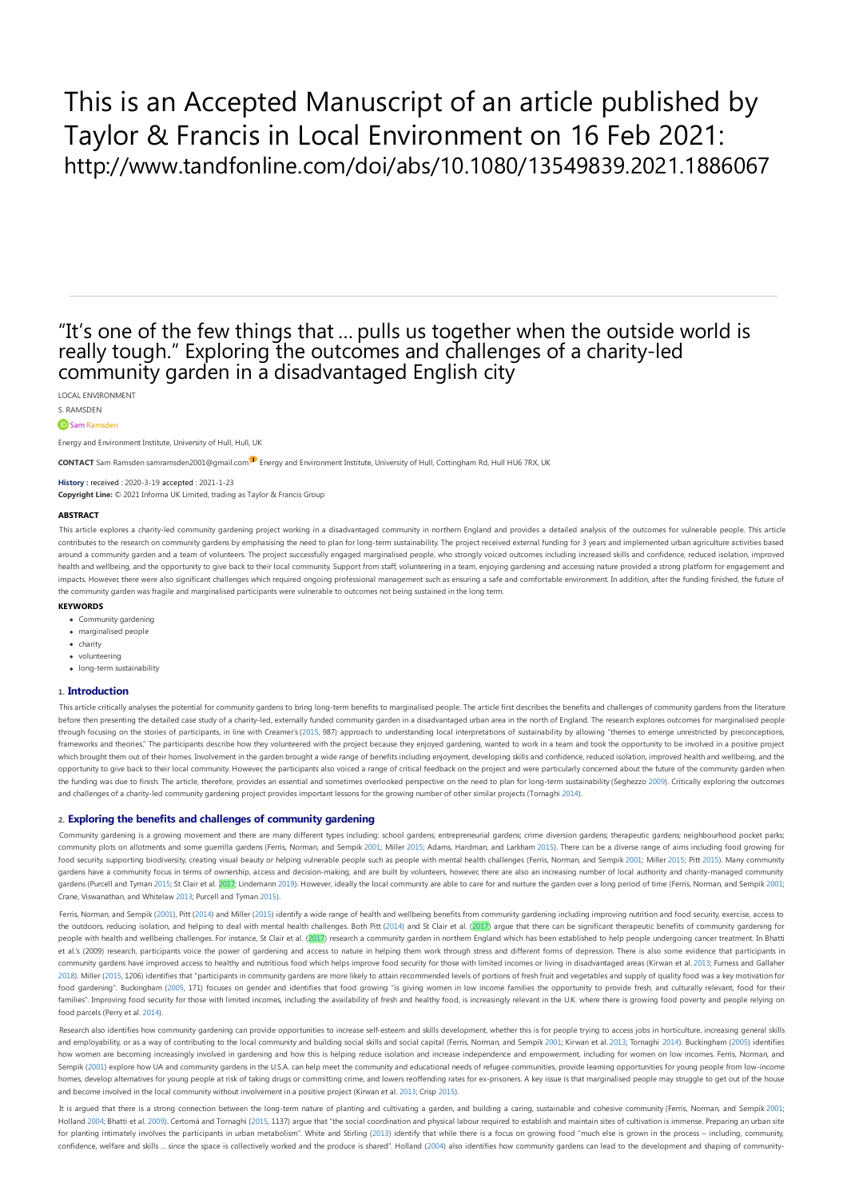# This is an Accepted Manuscript of an article published by Taylor & Francis in Local Environment on 16 Feb 2021: http://www.tandfonline.com/doi/abs/10.1080/13549839.2021.1886067

## "It's one of the few things that … pulls us together when the outside world is really tough." Exploring the outcomes and challenges of a charity-led community garden in a disadvantaged English city

LOCAL ENVIRONMENT

S. RAMSDEN

Sam Ramsden

Energy and Environment Institute, University of Hull, Hull, UK

**CONTACT** Sam Ramsden samramsden2001@gmail.com Energy and Environment Institute, University of Hull, Cottingham Rd, Hull HU6 7RX, UK

**History** : received : 2020-3-19 accepted : 2021-1-23

**Copyright Line:** © 2021 Informa UK Limited, trading as Taylor & Francis Group

**ABSTRACT**

This article explores a charity-led community gardening project working in a disadvantaged community in northern England and provides a detailed analysis of the outcomes for vulnerable people. This article contributes to the research on community gardens by emphasising the need to plan for long-term sustainability. The project received external funding for 3 years and implemented urban agriculture activities based around a community garden and a team of volunteers. The project successfully engaged marginalised people, who strongly voiced outcomes including increased skills and confidence, reduced isolation, improved health and wellbeing, and the opportunity to give back to their local community. Support from staff, volunteering in a team, enjoying gardening and accessing nature provided a strong platform for engagement and impacts. However, there were also significant challenges which required ongoing professional management such as ensuring a safe and comfortable environment. In addition, after the funding finished, the future of the community garden was fragile and marginalised participants were vulnerable to outcomes not being sustained in the long term.

**KEYWORDS**

- Community gardening
- marginalised people
- charity
- volunteering
- long-term sustainability

### 1. Introduction

This article critically analyses the potential for community gardens to bring long-term benefits to marginalised people. The article first describes the benefits and challenges of community gardens from the literature before then presenting the detailed case study of a charity-led, externally funded community garden in a disadvantaged urban area in the north of England. The research explores outcomes for marginalised people through focusing on the stories of participants, in line with Creamer's (2015, 987) approach to understanding local interpretations of sustainability by allowing "themes to emerge unrestricted by preconceptions, frameworks and theories." The participants describe how they volunteered with the project because they enjoyed gardening, wanted to work in a team and took the opportunity to be involved in a positive project which brought them out of their homes. Involvement in the garden brought a wide range of benefits including enjoyment, developing skills and confidence, reduced isolation, improved health and wellbeing, and the opportunity to give back to their local community. However the participants also voiced a range of critical feedback on the project and were particularly concerned about the future of the community garden when the funding was due to finish. The article, therefore, provides an essential and sometimes overlooked perspective on the need to plan for long-term sustainability (Seghezzo 2009). Critically exploring the outcomes and challenges of a charity-led community gardening project provides important lessons for the growing number of other similar projects (Tornaghi 2014).

### 2. Exploring the benefits and challenges of community gardening

Community gardening is a growing movement and there are many different types including: school gardens; entrepreneurial gardens; crime diversion gardens; therapeutic gardens; neighbourhood pocket parks; community plots on allotments and some guerrilla gardens (Ferris, Norman, and Sempik 2001; Miller 2015; Adams, Hardman, and Larkham 2015). There can be a diverse range of aims including food growing for food security, supporting biodiversity, creating visual beauty or helping vulnerable people such as people with mental health challenges (Ferris, Norman, and Sempik 2001; Miller 2015; Pitt 2015). Many community gardens have a community focus in terms of ownership, access and decision-making, and are built by volunteers, however, there are also an increasing number of local authority and charity-managed community gardens (Purcell and Tyman 2015; St Clair et al. 2017; Lindemann 2019). However, ideally the local community are able to care for and nurture the garden over a long period of time (Ferris, Norman, and Sempik 2001; Crane, Viswanathan, and Whitelaw 2013; Purcell and Tyman 2015).

Ferris, Norman, and Sempik (2001), Pitt (2014) and Miller (2015) identify a wide range of health and wellbeing benefits from community gardening including improving nutrition and food security, exercise, access to the outdoors, reducing isolation, and helping to deal with mental health challenges. Both Pitt (2014) and St Clair et al. (2017) argue that there can be significant therapeutic benefits of community gardening for people with health and wellbeing challenges. For instance, St Clair et al. (2017) research a community garden in northern England which has been established to help people undergoing cancer treatment. In Bhatti et al.'s (2009) research, participants voice the power of gardening and access to nature in helping them work through stress and different forms of depression. There is also some evidence that participants in community gardens have improved access to healthy and nutritious food which helps improve food security for those with limited incomes or living in disadvantaged areas (Kirwan et al. 2013; Furness and Gallaher 2018). Miller (2015, 1206) identifies that "participants in community gardens are more likely to attain recommended levels of portions of fresh fruit and vegetables and supply of quality food was a key motivation for food gardening". Buckingham (2005, 171) focuses on gender and identifies that food growing "is giving women in low income families the opportunity to provide fresh, and culturally relevant, food for their families". Improving food security for those with limited incomes, including the availability of fresh and healthy food, is increasingly relevant in the U.K. where there is growing food poverty and people relying on food parcels (Perry et al. 2014).

Research also identifies how community gardening can provide opportunities to increase self-esteem and skills development, whether this is for people trying to access jobs in horticulture, increasing general skills and employability, or as a way of contributing to the local community and building social skills and social capital (Ferris, Norman, and Sempik 2001; Kirwan et al. 2013; Tornaghi 2014). Buckingham (2005) identifies how women are becoming increasingly involved in gardening and how this is helping reduce isolation and increase independence and empowerment, including for women on low incomes. Ferris, Norman, and Sempik (2001) explore how UA and community gardens in the U.S.A. can help meet the community and educational needs of refugee communities, provide learning opportunities for young people from low-income homes, develop alternatives for young people at risk of taking drugs or committing crime, and lowers reoffending rates for ex-prisoners. A key issue is that marginalised people may struggle to get out of the house and become involved in the local community without involvement in a positive project (Kirwan et al. 2013; Crisp 2015).

It is argued that there is a strong connection between the long-term nature of planting and cultivating a garden, and building a caring, sustainable and cohesive community (Ferris, Norman, and Sempik 2001; Holland 2004; Bhatti et al. 2009). Certomà and Tornaghi (2015, 1137) argue that "the social coordination and physical labour required to establish and maintain sites of cultivation is immense. Preparing an urban site for planting intimately involves the participants in urban metabolism". White and Stirling (2013) identify that while there is a focus on growing food "much else is grown in the process – including, community, confidence, welfare and skills … since the space is collectively worked and the produce is shared". Holland (2004) also identifies how community gardens can lead to the development and shaping of community-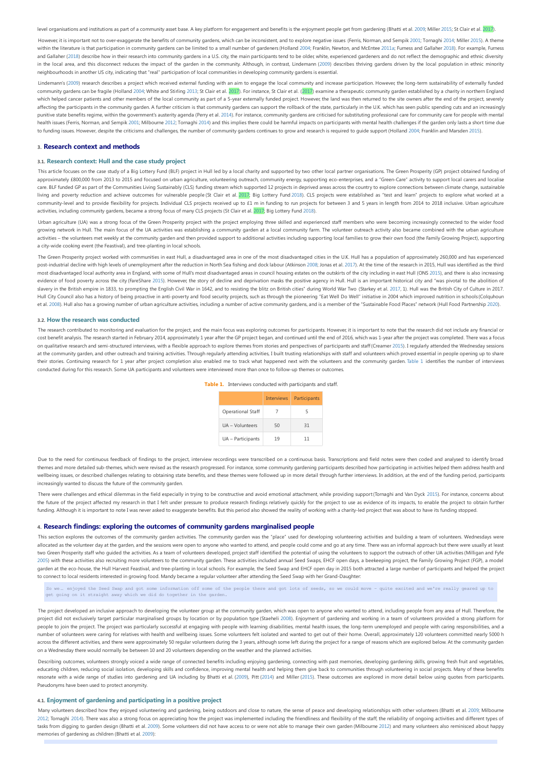level organisations and institutions as part of a community asset base. A key platform for engagement and benefits is the enjoyment people get from gardening (Bhatti et al. 2009; Miller 2015; St Clair et al. 2017).

However, it is important not to over-exaggerate the benefits of community gardens, which can be inconsistent, and to explore negative issues (Ferris, Norman, and Sempik 2001; Tornaghi 2014; Miller 2015). A theme within the literature is that participation in community gardens can be limited to a small number of gardeners (Holland 2004; Franklin, Newton, and McEntee 2011a; Furness and Gallaher 2018). For example, Furness and Gallaher (2018) describe how in their research into community gardens in a U.S. city, the main participants tend to be older, white, experienced gardeners and do not reflect the demographic and ethnic diversity in the local area, and this disconnect reduces the impact of the garden in the community. Although, in contrast, Lindemann (2009) describes thriving gardens driven by the local population in ethnic minority neighbourhoods in another US city, indicating that "real" participation of local communities in developing community gardens is essential.

Lindemann's (2009) research describes a project which received external funding with an aim to engage the local community and increase participation. However, the long-term sustainability of externally funded community gardens can be fragile (Holland 2004; White and Stirling 2013; St Clair et al. 2017). For instance, St Clair et al. (2017) examine a therapeutic community garden established by a charity in northern England which helped cancer patients and other members of the local community as part of a 5-year externally funded project. However, the land was then returned to the site owners after the end of the project, severely affecting the participants in the community garden. A further criticism is that community gardens can support the rollback of the state, particularly in the U.K. which has seen public spending cuts and an increasingly punitive state benefits regime, within the government's austerity agenda (Perry et al. 2014). For instance, community gardens are criticised for substituting professional care for community care for people with mental health issues (Ferris, Norman, and Sempik 2001; Milbourne 2012; Tornaghi 2014) and this implies there could be harmful impacts on participants with mental health challenges if the garden only lasts a short time due to funding issues. However, despite the criticisms and challenges, the number of community gardens continues to grow and research is required to guide support (Holland 2004; Franklin and Marsden 2015).

## 3. Research context and methods

### 3.1. Research context: Hull and the case study project

This article focuses on the case study of a Big Lottery Fund (BLF) project in Hull led by a local charity and supported by two other local partner organisations. The Green Prosperity (GP) project obtained funding of approximately £800,000 from 2013 to 2015 and focused on urban agriculture, volunteering outreach, community energy, supporting eco-enterprises, and a "Green-Care" activity to support local carers and localise care. BLF funded GP as part of the Communities Living Sustainably (CLS) funding stream which supported 12 projects in deprived areas across the country to explore connections between climate change, sustainable living and poverty reduction and achieve outcomes for vulnerable people (St Clair et al. 2017; Big Lottery Fund 2018). CLS projects were established as "test and learn" projects to explore what worked at a community-level and to provide flexibility for projects. Individual CLS projects received up to £1 m in funding to run projects for between 3 and 5 years in length from 2014 to 2018 inclusive. Urban agriculture activities, including community gardens, became a strong focus of many CLS projects (St Clair et al. 2017; Big Lottery Fund 2018).

Urban agriculture (UA) was a strong focus of the Green Prosperity project with the project employing three skilled and experienced staff members who were becoming increasingly connected to the wider food growing network in Hull. The main focus of the UA activities was establishing a community garden at a local community farm. The volunteer outreach activity also became combined with the urban agriculture activities – the volunteers met weekly at the community garden and then provided support to additional activities including supporting local families to grow their own food (the Family Growing Project), supporting a city-wide cooking event (the Feastival), and tree-planting in local schools.

The Green Prosperity project worked with communities in east Hull, a disadvantaged area in one of the most disadvantaged cities in the U.K. Hull has a population of approximately 260,000 and has experienced post-industrial decline with high levels of unemployment after the reduction in North Sea fishing and dock labour (Atkinson 2008; Jonas et al. 2017). At the time of the research in 2015, Hull was identified as the third most disadvantaged local authority area in England, with some of Hull's most disadvantaged areas in council housing estates on the outskirts of the city including in east Hull (ONS 2015), and there is also increasing evidence of food poverty across the city (FareShare 2015). However, the story of decline and deprivation masks the positive agency in Hull. Hull is an important historical city and "was pivotal to the abolition of slavery in the British empire in 1833, to prompting the English Civil War in 1642, and to resisting the blitz on British cities" during World War Two (Starkey et al. 2017, 1). Hull was the British City of Culture in 2017. Hull City Council also has a history of being proactive in anti-poverty and food security projects, such as through the pioneering "Eat Well Do Well" initiative in 2004 which improved nutrition in schools (Colquhoun et al. 2008). Hull also has a growing number of urban agriculture activities, including a number of active community gardens, and is a member of the "Sustainable Food Places" network (Hull Food Partnership 2020).

### 3.2. How the research was conducted

The research contributed to monitoring and evaluation for the project, and the main focus was exploring outcomes for participants. However, it is important to note that the research did not include any financial or cost benefit analysis. The research started in February 2014, approximately 1 year after the GP project began, and continued until the end of 2016, which was 1-year after the project was completed. There was a focus on qualitative research and semi-structured interviews, with a flexible approach to explore themes from stories and perspectives of participants and staff (Creamer 2015). I regularly attended the Wednesday sessions at the community garden, and other outreach and training activities. Through regularly attending activities, I built trusting relationships with staff and volunteers which proved essential in people opening up to share their stories. Continuing research for 1 year after project completion also enabled me to track what happened next with the volunteers and the community garden. Table 1 identifies the number of interviews conducted during for this research. Some UA participants and volunteers were interviewed more than once to follow-up themes or outcomes.

**Table 1.** Interviews conducted with participants and staff.

| | Interviews | Participants |
|---|---|---|
| Operational Staff | 7 | 5 |
| UA – Volunteers | 50 | 31 |
| UA – Participants | 19 | 11 |

Due to the need for continuous feedback of findings to the project, interview recordings were transcribed on a continuous basis. Transcriptions and field notes were then coded and analysed to identify broad themes and more detailed sub-themes, which were revised as the research progressed. For instance, some community gardening participants described how participating in activities helped them address health and wellbeing issues, or described challenges relating to obtaining state benefits, and these themes were followed up in more detail through further interviews. In addition, at the end of the funding period, participants increasingly wanted to discuss the future of the community garden.

There were challenges and ethical dilemmas in the field especially in trying to be constructive and avoid emotional attachment, while providing support (Tornaghi and Van Dyck 2015). For instance, concerns about the future of the project affected my research in that I felt under pressure to produce research findings relatively quickly for the project to use as evidence of its impacts, to enable the project to obtain further funding. Although it is important to note I was never asked to exaggerate benefits. But this period also showed the reality of working with a charity-led project that was about to have its funding stopped.

## 4. Research findings: exploring the outcomes of community gardens marginalised people

This section explores the outcomes of the community garden activities. The community garden was the "place" used for developing volunteering activities and building a team of volunteers. Wednesdays were allocated as the volunteer day at the garden, and the sessions were open to anyone who wanted to attend, and people could come and go at any time. There was an informal approach but there were usually at least two Green Prosperity staff who guided the activities. As a team of volunteers developed, project staff identified the potential of using the volunteers to support the outreach of other UA activities (Milligan and Fyfe 2005) with these activities also recruiting more volunteers to the community garden. These activities included annual Seed Swaps, EHCF open days, a beekeeping project, the Family Growing Project (FGP), a model garden at the eco-house, the Hull Harvest Feastival, and tree-planting in local schools. For example, the Seed Swap and EHCF open day in 2015 both attracted a large number of participants and helped the project to connect to local residents interested in growing food. Mandy became a regular volunteer after attending the Seed Swap with her Grand-Daughter:

> So we … enjoyed the Seed Swap and got some information off some of the people there and got lots of seeds, so we could move – quite excited and we're really geared up to get going on it straight away which we did do together in the garden.

The project developed an inclusive approach to developing the volunteer group at the community garden, which was open to anyone who wanted to attend, including people from any area of Hull. Therefore, the project did not exclusively target particular marginalised groups by location or by population type (Staeheli 2008). Enjoyment of gardening and working in a team of volunteers provided a strong platform for people to join the project. The project was particularly successful at engaging with people with learning disabilities, mental health issues, the long-term unemployed and people with caring responsibilities, and a number of volunteers were caring for relatives with health and wellbeing issues. Some volunteers felt isolated and wanted to get out of their home. Overall, approximately 120 volunteers committed nearly 5000 h across the different activities, and there were approximately 50 regular volunteers during the 3 years, although some left during the project for a range of reasons which are explored below. At the community garden on a Wednesday there would normally be between 10 and 20 volunteers depending on the weather and the planned activities.

Describing outcomes, volunteers strongly voiced a wide range of connected benefits including enjoying gardening, connecting with past memories, developing gardening skills, growing fresh fruit and vegetables, educating children, reducing social isolation, developing skills and confidence, improving mental health and helping them give back to communities through volunteering in social projects. Many of these benefits resonate with a wide range of studies into gardening and UA including by Bhatti et al. (2009), Pitt (2014) and Miller (2015). These outcomes are explored in more detail below using quotes from participants. Pseudonyms have been used to protect anonymity.

### 4.1. Enjoyment of gardening and participating in a positive project

Many volunteers described how they enjoyed volunteering and gardening, being outdoors and close to nature, the sense of peace and developing relationships with other volunteers (Bhatti et al. 2009; Milbourne 2012; Tornaghi 2014). There was also a strong focus on appreciating how the project was implemented including the friendliness and flexibility of the staff, the reliability of ongoing activities and different types of tasks from digging to garden design (Bhatti et al. 2009). Some volunteers did not have access to or were not able to manage their own garden (Milbourne 2012) and many volunteers also reminisced about happy memories of gardening as children (Bhatti et al. 2009):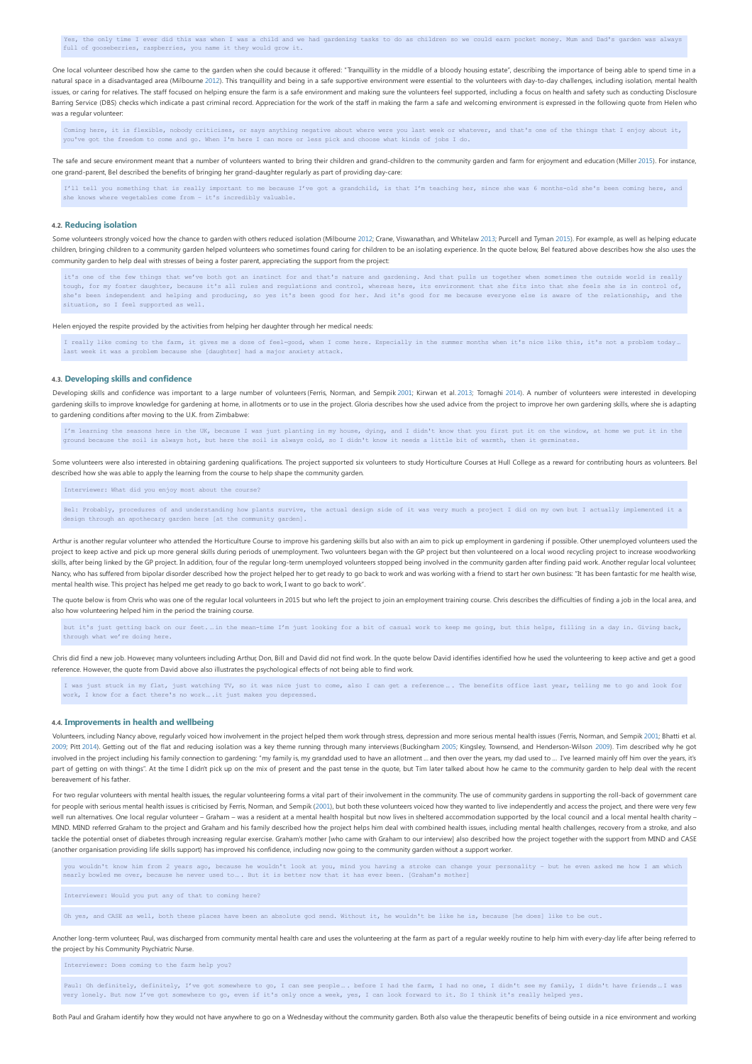> Yes, the only time I ever did this was when I was a child and we had gardening tasks to do as children so we could earn pocket money. Mum and Dad's garden was always full of gooseberries, raspberries, you name it they would grow it.

One local volunteer described how she came to the garden when she could because it offered: "Tranquillity in the middle of a bloody housing estate", describing the importance of being able to spend time in a natural space in a disadvantaged area (Milbourne 2012). This tranquillity and being in a safe supportive environment were essential to the volunteers with day-to-day challenges, including isolation, mental health issues, or caring for relatives. The staff focused on helping ensure the farm is a safe environment and making sure the volunteers feel supported, including a focus on health and safety such as conducting Disclosure Barring Service (DBS) checks which indicate a past criminal record. Appreciation for the work of the staff in making the farm a safe and welcoming environment is expressed in the following quote from Helen who was a regular volunteer:

> Coming here, it is flexible, nobody criticises, or says anything negative about where were you last week or whatever, and that's one of the things that I enjoy about it, you've got the freedom to come and go. When I'm here I can more or less pick and choose what kinds of jobs I do.

The safe and secure environment meant that a number of volunteers wanted to bring their children and grand-children to the community garden and farm for enjoyment and education (Miller 2015). For instance, one grand-parent, Bel described the benefits of bringing her grand-daughter regularly as part of providing day-care:

> I'll tell you something that is really important to me because I've got a grandchild, is that I'm teaching her, since she was 6 months-old she's been coming here, and she knows where vegetables come from – it's incredibly valuable.

### 4.2. Reducing isolation

Some volunteers strongly voiced how the chance to garden with others reduced isolation (Milbourne 2012; Crane, Viswanathan, and Whitelaw 2013; Purcell and Tyman 2015). For example, as well as helping educate children, bringing children to a community garden helped volunteers who sometimes found caring for children to be an isolating experience. In the quote below, Bel featured above describes how she also uses the community garden to help deal with stresses of being a foster parent, appreciating the support from the project:

> it's one of the few things that we've both got an instinct for and that's nature and gardening. And that pulls us together when sometimes the outside world is really tough, for my foster daughter, because it's all rules and regulations and control, whereas here, its environment that she fits into that she feels she is in control of, she's been independent and helping and producing, so yes it's been good for her. And it's good for me because everyone else is aware of the relationship, and the situation, so I feel supported as well.

Helen enjoyed the respite provided by the activities from helping her daughter through her medical needs:

> I really like coming to the farm, it gives me a dose of feel-good, when I come here. Especially in the summer months when it's nice like this, it's not a problem today… last week it was a problem because she [daughter] had a major anxiety attack.

### 4.3. Developing skills and confidence

Developing skills and confidence was important to a large number of volunteers (Ferris, Norman, and Sempik 2001; Kirwan et al. 2013; Tornaghi 2014). A number of volunteers were interested in developing gardening skills to improve knowledge for gardening at home, in allotments or to use in the project. Gloria describes how she used advice from the project to improve her own gardening skills, where she is adapting to gardening conditions after moving to the U.K. from Zimbabwe:

> I'm learning the seasons here in the UK, because I was just planting in my house, dying, and I didn't know that you first put it on the window, at home we put it in the ground because the soil is always hot, but here the soil is always cold, so I didn't know it needs a little bit of warmth, then it germinates.

Some volunteers were also interested in obtaining gardening qualifications. The project supported six volunteers to study Horticulture Courses at Hull College as a reward for contributing hours as volunteers. Bel described how she was able to apply the learning from the course to help shape the community garden.

> Interviewer: What did you enjoy most about the course?

> Bel: Probably, procedures of and understanding how plants survive, the actual design side of it was very much a project I did on my own but I actually implemented it a design through an apothecary garden here [at the community garden].

Arthur is another regular volunteer who attended the Horticulture Course to improve his gardening skills but also with an aim to pick up employment in gardening if possible. Other unemployed volunteers used the project to keep active and pick up more general skills during periods of unemployment. Two volunteers began with the GP project but then volunteered on a local wood recycling project to increase woodworking skills, after being linked by the GP project. In addition, four of the regular long-term unemployed volunteers stopped being involved in the community garden after finding paid work. Another regular local volunteer, Nancy, who has suffered from bipolar disorder described how the project helped her to get ready to go back to work and was working with a friend to start her own business: "It has been fantastic for me health wise, mental health wise. This project has helped me get ready to go back to work, I want to go back to work".

The quote below is from Chris who was one of the regular local volunteers in 2015 but who left the project to join an employment training course. Chris describes the difficulties of finding a job in the local area, and also how volunteering helped him in the period the training course.

> but it's just getting back on our feet.… in the mean-time I'm just looking for a bit of casual work to keep me going, but this helps, filling in a day in. Giving back, through what we're doing here.

Chris did find a new job. However, many volunteers including Arthur, Don, Bill and David did not find work. In the quote below David identifies identified how he used the volunteering to keep active and get a good reference. However, the quote from David above also illustrates the psychological effects of not being able to find work.

> I was just stuck in my flat, just watching TV, so it was nice just to come, also I can get a reference…. The benefits office last year, telling me to go and look for work, I know for a fact there's no work….it just makes you depressed.

### 4.4. Improvements in health and wellbeing

Volunteers, including Nancy above, regularly voiced how involvement in the project helped them work through stress, depression and more serious mental health issues (Ferris, Norman, and Sempik 2001; Bhatti et al. 2009; Pitt 2014). Getting out of the flat and reducing isolation was a key theme running through many interviews (Buckingham 2005; Kingsley, Townsend, and Henderson-Wilson 2009). Tim described why he got involved in the project including his family connection to gardening: "my family is, my granddad used to have an allotment … and then over the years, my dad used to … I've learned mainly off him over the years, it's part of getting on with things". At the time I didn't pick up on the mix of present and the past tense in the quote, but Tim later talked about how he came to the community garden to help deal with the recent bereavement of his father.

For two regular volunteers with mental health issues, the regular volunteering forms a vital part of their involvement in the community. The use of community gardens in supporting the roll-back of government care for people with serious mental health issues is criticised by Ferris, Norman, and Sempik (2001), but both these volunteers voiced how they wanted to live independently and access the project, and there were very few well run alternatives. One local regular volunteer – Graham – was a resident at a mental health hospital but now lives in sheltered accommodation supported by the local council and a local mental health charity – MIND. MIND referred Graham to the project and Graham and his family described how the project helps him deal with combined health issues, including mental health challenges, recovery from a stroke, and also tackle the potential onset of diabetes through increasing regular exercise. Graham's mother [who came with Graham to our interview] also described how the project together with the support from MIND and CASE (another organisation providing life skills support) has improved his confidence, including now going to the community garden without a support worker.

> you wouldn't know him from 2 years ago, because he wouldn't look at you, mind you having a stroke can change your personality – but he even asked me how I am which nearly bowled me over, because he never used to…. But it is better now that it has ever been. [Graham's mother]

> Interviewer: Would you put any of that to coming here?

> Oh yes, and CASE as well, both these places have been an absolute god send. Without it, he wouldn't be like he is, because [he does] like to be out.

Another long-term volunteer, Paul, was discharged from community mental health care and uses the volunteering at the farm as part of a regular weekly routine to help him with every-day life after being referred to the project by his Community Psychiatric Nurse.

> Interviewer: Does coming to the farm help you?

> Paul: Oh definitely, definitely, I've got somewhere to go, I can see people…. before I had the farm, I had no one, I didn't see my family, I didn't have friends…I was very lonely. But now I've got somewhere to go, even if it's only once a week, yes, I can look forward to it. So I think it's really helped yes.

Both Paul and Graham identify how they would not have anywhere to go on a Wednesday without the community garden. Both also value the therapeutic benefits of being outside in a nice environment and working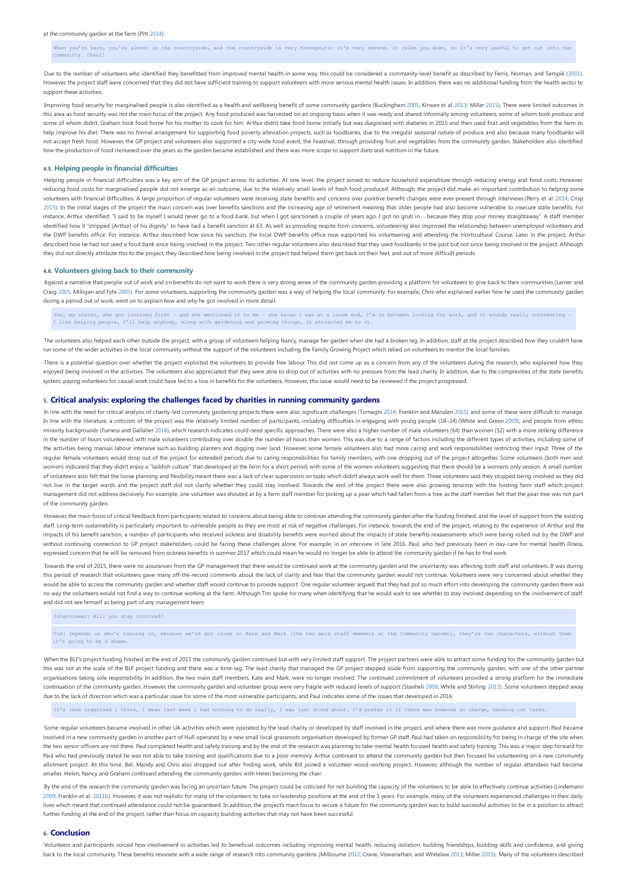at the community garden at the farm (Pitt 2014):

> When you're here, you're almost in the countryside, and the countryside is very therapeutic it's very serene, it calms you down, so it's very useful to get out into the community. [Paul]

Due to the number of volunteers who identified they benefitted from improved mental health in some way, this could be considered a community-level benefit as described by Ferris, Norman, and Sempik (2001). However, the project staff were concerned that they did not have sufficient training to support volunteers with more serious mental health issues. In addition, there was no additional funding from the health sector to support these activities.

Improving food security for marginalised people is also identified as a health and wellbeing benefit of some community gardens (Buckingham 2005; Kirwan et al. 2013; Miller 2015). There were limited outcomes in this area as food security was not the main focus of the project. Any food produced was harvested on an ongoing basis when it was ready and shared informally among volunteers, some of whom took produce and some of whom didn't. Graham took food home for his mother to cook for him. Arthur didn't take food home initially but was diagnosed with diabetes in 2015 and then used fruit and vegetables from the farm to help improve his diet. There was no formal arrangement for supporting food poverty alleviation projects, such as foodbanks, due to the irregular seasonal nature of produce and also because many foodbanks will not accept fresh food. However, the GP project and volunteers also supported a city-wide food event, the Feastival, through providing fruit and vegetables from the community garden. Stakeholders also identified how the production of food increased over the years as the garden became established and there was more scope to support diets and nutrition in the future.

#### 4.5. Helping people in financial difficulties

Helping people in financial difficulties was a key aim of the GP project across its activities. At one level, the project aimed to reduce household expenditure through reducing energy and food costs. However, reducing food costs for marginalised people did not emerge as an outcome, due to the relatively small levels of fresh food produced. Although, the project did make an important contribution to helping some volunteers with financial difficulties. A large proportion of regular volunteers were receiving state benefits and concerns over punitive benefit changes were ever-present through interviews (Perry et al. 2014; Crisp 2015). In the initial stages of the project the main concern was over benefits sanctions and the increasing age of retirement meaning that older people had also become vulnerable to insecure state benefits. For instance, Arthur identified: "I said to be myself I would never go to a food bank, but when I got sanctioned a couple of years ago. I got no grub in … because they stop your money straightaway". A staff member identified how it "stripped [Arthur] of his dignity" to have had a benefit sanction at 63. As well as providing respite from concerns, volunteering also improved the relationship between unemployed volunteers and the DWP benefits office. For instance, Arthur described how since his sanction, the local DWP benefits office now supported his volunteering and attending the Horticultural Course. Later in the project, Arthur described how he had not used a food bank since being involved in the project. Two other regular volunteers also described that they used foodbanks in the past but not since being involved in the project. Although they did not directly attribute this to the project, they described how being involved in the project had helped them get back on their feet, and out of more difficult periods.

#### 4.6. Volunteers giving back to their community

Against a narrative that people out of work and on benefits do not want to work there is very strong sense of the community garden providing a platform for volunteers to give back to their communities (Larner and Craig 2005; Milligan and Fyfe 2005). For some volunteers, supporting the community garden was a way of helping the local community. For example, Chris who explained earlier how he used the community garden during a period out of work, went on to explain how and why he got involved in more detail:

> Yes, my sister, she got involved first – and she mentioned it to me – she knows I was at a loose end, I'm in between looking for work, and it sounds really interesting – I like helping people, I'll help anybody, along with gardening and growing things, it attracted me to it.

The volunteers also helped each other outside the project, with a group of volunteers helping Nancy, manage her garden when she had a broken leg. In addition, staff at the project described how they couldn't have run some of the wider activities in the local community without the support of the volunteers including the Family Growing Project which relied on volunteers to mentor the local families.

There is a potential question over whether the project exploited the volunteers to provide free labour. This did not come up as a concern from any of the volunteers during the research, who explained how they enjoyed being involved in the activities. The volunteers also appreciated that they were able to drop out of activities with no pressure from the lead charity. In addition, due to the complexities of the state benefits system, paying volunteers for casual work could have led to a loss in benefits for the volunteers. However, this issue would need to be reviewed if the project progressed.

### 5. Critical analysis: exploring the challenges faced by charities in running community gardens

In line with the need for critical analysis of charity-led community gardening projects there were also significant challenges (Tornaghi 2014; Franklin and Marsden 2015) and some of these were difficult to manage. In line with the literature, a criticism of the project was the relatively limited number of participants, including difficulties in engaging with young people (18–24) (White and Green 2009), and people from ethnic minority backgrounds (Furness and Gallaher 2018), which research indicates could need specific approaches. There were also a higher number of male volunteers (64) than women (52) with a more striking difference in the number of hours volunteered with male volunteers contributing over double the number of hours than women. This was due to a range of factors including the different types of activities, including some of the activities being manual labour intensive such as building planters and digging over land. However, some female volunteers also had more caring and work responsibilities restricting their input. Three of the regular female volunteers would drop out of the project for extended periods due to caring responsibilities for family members, with one dropping out of the project altogether. Some volunteers (both men and women) indicated that they didn't enjoy a "laddish culture" that developed at the farm for a short period, with some of the women volunteers suggesting that there should be a women's only session. A small number of volunteers also felt that the loose planning and flexibility meant there was a lack of clear supervision on tasks which didn't always work well for them. Three volunteers said they stopped being involved as they did not live in the target wards and the project staff did not clarify whether they could stay involved. Towards the end of the project there were also growing tensions with the hosting farm staff which project management did not address decisively. For example, one volunteer was shouted at by a farm staff member for picking up a pear which had fallen from a tree as the staff member felt that the pear tree was not part of the community garden.

However, the main focus of critical feedback from participants related to concerns about being able to continue attending the community garden after the funding finished, and the level of support from the existing staff. Long-term sustainability is particularly important to vulnerable people as they are most at risk of negative challenges. For instance, towards the end of the project, relating to the experience of Arthur and the impacts of his benefit sanction, a number of participants who received sickness and disability benefits were worried about the impacts of state benefits reassessments which were being rolled out by the DWP and without continuing connection to GP project stakeholders, could be facing these challenges alone. For example, in an interview in late 2016, Paul, who had previously been in day-care for mental health illness, expressed concern that he will be removed from sickness benefits in summer 2017 which could mean he would no longer be able to attend the community garden if he has to find work.

Towards the end of 2015, there were no assurances from the GP management that there would be continued work at the community garden and the uncertainty was affecting both staff and volunteers. It was during this period of research that volunteers gave many off-the-record comments about the lack of clarity and fear that the community garden would not continue. Volunteers were very concerned about whether they would be able to access the community garden and whether staff would continue to provide support. One regular volunteer argued that they had put so much effort into developing the community garden there was no way the volunteers would not find a way to continue working at the farm. Although Tim spoke for many when identifying that he would wait to see whether to stay involved depending on the involvement of staff, and did not see himself as being part of any management team:

> Interviewer: Will you stay involved?
>
> Tim: Depends on who's running it, because we've got close to Kate and Mark [the two main staff members at the Community Garden], they're two characters, without them it's going to be a shame.

When the BLF's project funding finished at the end of 2015 the community garden continued but with very limited staff support. The project partners were able to attract some funding for the community garden but this was not at the scale of the BLF project funding and there was a time-lag. The lead charity that managed the GP project stepped aside from supporting the community garden, with one of the other partner organisations taking sole responsibility. In addition, the two main staff members, Kate and Mark, were no longer involved. The continued commitment of volunteers provided a strong platform for the immediate continuation of the community garden. However, the community garden and volunteer group were very fragile with reduced levels of support (Staeheli 2008; White and Stirling 2013). Some volunteers stepped away due to the lack of direction which was a particular issue for some of the most vulnerable participants, and Paul indicates some of the issues that developed in 2016:

> It's less organised I think, I mean last week I had nothing to do really, I was just stood about. I'd prefer it if there was someone in charge, handing out tasks.

Some regular volunteers became involved in other UA activities which were operated by the lead charity or developed by staff involved in the project, and where there was more guidance and support. Paul became involved in a new community garden in another part of Hull operated by a new small local grassroots organisation developed by former GP staff. Paul had taken on responsibility for being in charge of the site when the two senior officers are not there. Paul completed health and safety training and by the end of the research was planning to take mental health focused health and safety training. This was a major step forward for Paul who had previously stated he was not able to take training and qualifications due to a poor memory. Arthur continued to attend the community garden but then focused his volunteering on a new community allotment project. At this time, Bel, Mandy and Chris also dropped out after finding work, while Bill joined a volunteer wood-working project. However, although the number of regular attendees had become smaller, Helen, Nancy and Graham continued attending the community garden, with Helen becoming the chair.

By the end of the research the community garden was facing an uncertain future. The project could be criticised for not building the capacity of the volunteers to be able to effectively continue activities (Lindemann 2009; Franklin et al. 2011b). However, it was not realistic for many of the volunteers to take on leadership positions at the end of the 3 years. For example, many of the volunteers experienced challenges in their daily lives which meant that continued attendance could not be guaranteed. In addition, the project's main focus to secure a future for the community garden was to build successful activities to be in a position to attract further funding at the end of the project, rather than focus on capacity building activities that may not have been successful.

### 6. Conclusion

Volunteers and participants voiced how involvement in activities led to beneficial outcomes including improving mental health, reducing isolation, building friendships, building skills and confidence, and giving back to the local community. These benefits resonate with a wide range of research into community gardens (Milbourne 2012; Crane, Viswanathan, and Whitelaw 2013; Miller 2015). Many of the volunteers described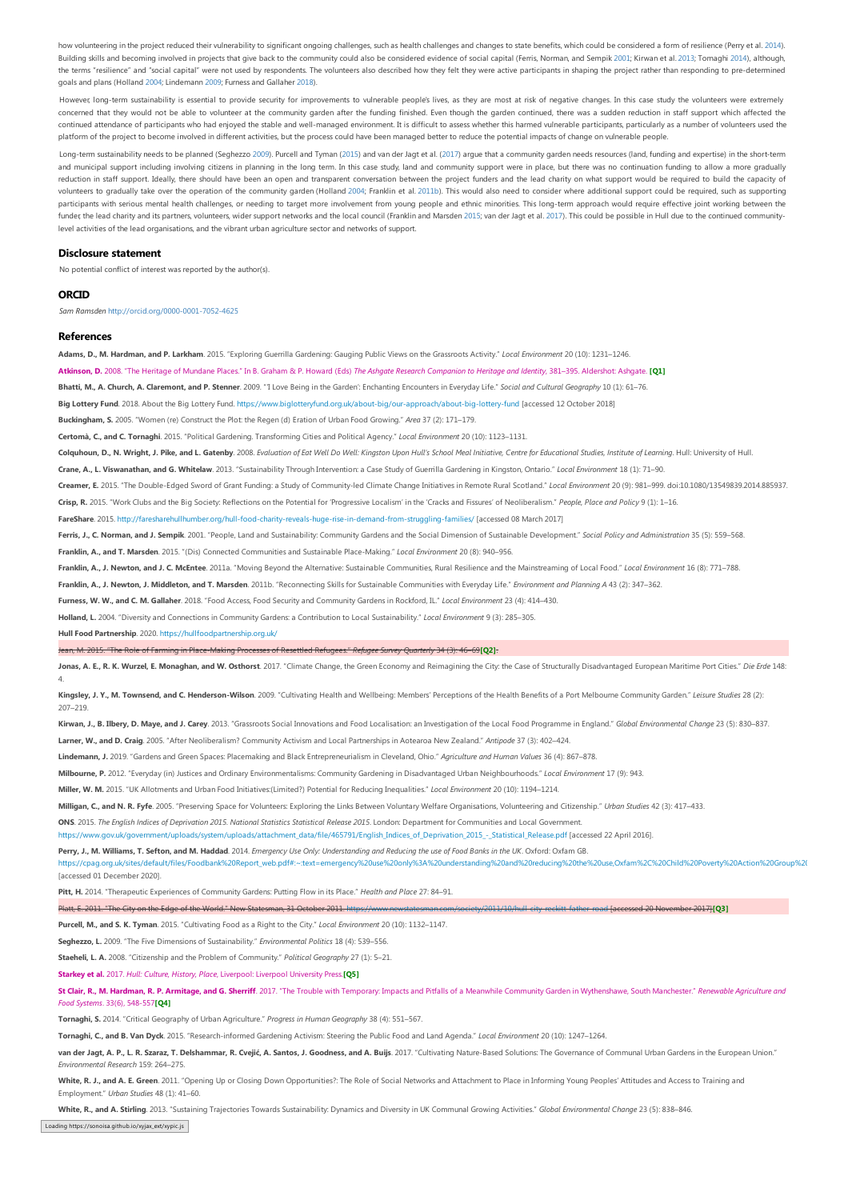how volunteering in the project reduced their vulnerability to significant ongoing challenges, such as health challenges and changes to state benefits, which could be considered a form of resilience (Perry et al. 2014). Building skills and becoming involved in projects that give back to the community could also be considered evidence of social capital (Ferris, Norman, and Sempik 2001; Kirwan et al. 2013; Tomaghi 2014), although, the terms "resilience" and "social capital" were not used by respondents. The volunteers also described how they felt they were active participants in shaping the project rather than responding to pre-determined goals and plans (Holland 2004; Lindemann 2009; Furness and Gallaher 2018).

However, long-term sustainability is essential to provide security for improvements to vulnerable people's lives, as they are most at risk of negative changes. In this case study the volunteers were extremely concerned that they would not be able to volunteer at the community garden after the funding finished. Even though the garden continued, there was a sudden reduction in staff support which affected the continued attendance of participants who had enjoyed the stable and well-managed environment. It is difficult to assess whether this harmed vulnerable participants, particularly as a number of volunteers used the platform of the project to become involved in different activities, but the process could have been managed better to reduce the potential impacts of change on vulnerable people.

Long-term sustainability needs to be planned (Seghezzo 2009). Purcell and Tyman (2015) and van der Jagt et al. (2017) argue that a community garden needs resources (land, funding and expertise) in the short-term and municipal support including involving citizens in planning in the long term. In this case study, land and community support were in place, but there was no continuation funding to allow a more gradually reduction in staff support. Ideally, there should have been an open and transparent conversation between the project funders and the lead charity on what support would be required to build the capacity of volunteers to gradually take over the operation of the community garden (Holland 2004; Franklin et al. 2011b). This would also need to consider where additional support could be required, such as supporting participants with serious mental health challenges, or needing to target more involvement from young people and ethnic minorities. This long-term approach would require effective joint working between the funder, the lead charity and its partners, volunteers, wider support networks and the local council (Franklin and Marsden 2015; van der Jagt et al. 2017). This could be possible in Hull due to the continued community-level activities of the lead organisations, and the vibrant urban agriculture sector and networks of support.

## Disclosure statement

No potential conflict of interest was reported by the author(s).

## ORCID

*Sam Ramsden* http://orcid.org/0000-0001-7052-4625

## References

**Adams, D., M. Hardman, and P. Larkham**. 2015. "Exploring Guerrilla Gardening: Gauging Public Views on the Grassroots Activity." *Local Environment* 20 (10): 1231–1246.

**Atkinson, D.** 2008. "The Heritage of Mundane Places." In B. Graham & P. Howard (Eds) *The Ashgate Research Companion to Heritage and Identity*, 381–395. Aldershot: Ashgate. **[Q1]**

**Bhatti, M., A. Church, A. Claremont, and P. Stenner**. 2009. "'I Love Being in the Garden': Enchanting Encounters in Everyday Life." *Social and Cultural Geography* 10 (1): 61–76.

**Big Lottery Fund**. 2018. About the Big Lottery Fund. https://www.biglotteryfund.org.uk/about-big/our-approach/about-big-lottery-fund [accessed 12 October 2018]

**Buckingham, S.** 2005. "Women (re) Construct the Plot: the Regen (d) Eration of Urban Food Growing." *Area* 37 (2): 171–179.

**Certomà, C., and C. Tornaghi**. 2015. "Political Gardening. Transforming Cities and Political Agency." *Local Environment* 20 (10): 1123–1131.

**Colquhoun, D., N. Wright, J. Pike, and L. Gatenby**. 2008. *Evaluation of Eat Well Do Well: Kingston Upon Hull's School Meal Initiative, Centre for Educational Studies, Institute of Learning*. Hull: University of Hull.

**Crane, A., L. Viswanathan, and G. Whitelaw**. 2013. "Sustainability Through Intervention: a Case Study of Guerrilla Gardening in Kingston, Ontario." *Local Environment* 18 (1): 71–90.

**Creamer, E.** 2015. "The Double-Edged Sword of Grant Funding: a Study of Community-led Climate Change Initiatives in Remote Rural Scotland." *Local Environment* 20 (9): 981–999. doi:10.1080/13549839.2014.885937.

**Crisp, R.** 2015. "Work Clubs and the Big Society: Reflections on the Potential for 'Progressive Localism' in the 'Cracks and Fissures' of Neoliberalism." *People, Place and Policy* 9 (1): 1–16.

**FareShare**. 2015. http://faresharehullhumber.org/hull-food-charity-reveals-huge-rise-in-demand-from-struggling-families/ [accessed 08 March 2017]

**Ferris, J., C. Norman, and J. Sempik**. 2001. "People, Land and Sustainability: Community Gardens and the Social Dimension of Sustainable Development." *Social Policy and Administration* 35 (5): 559–568.

**Franklin, A., and T. Marsden**. 2015. "(Dis) Connected Communities and Sustainable Place-Making." *Local Environment* 20 (8): 940–956.

**Franklin, A., J. Newton, and J. C. McEntee**. 2011a. "Moving Beyond the Alternative: Sustainable Communities, Rural Resilience and the Mainstreaming of Local Food." *Local Environment* 16 (8): 771–788.

**Franklin, A., J. Newton, J. Middleton, and T. Marsden**. 2011b. "Reconnecting Skills for Sustainable Communities with Everyday Life." *Environment and Planning A* 43 (2): 347–362.

**Furness, W. W., and C. M. Gallaher**. 2018. "Food Access, Food Security and Community Gardens in Rockford, IL." *Local Environment* 23 (4): 414–430.

**Holland, L.** 2004. "Diversity and Connections in Community Gardens: a Contribution to Local Sustainability." *Local Environment* 9 (3): 285–305.

**Hull Food Partnership**. 2020. https://hullfoodpartnership.org.uk/

~~Jean, M. 2015. "The Role of Farming in Place-Making Processes of Resettled Refugees." *Refugee Survey Quarterly* 34 (3): 46–69~~**[Q2]**

**Jonas, A. E., R. K. Wurzel, E. Monaghan, and W. Osthorst**. 2017. "Climate Change, the Green Economy and Reimagining the City: the Case of Structurally Disadvantaged European Maritime Port Cities." *Die Erde* 148: 4.

**Kingsley, J. Y., M. Townsend, and C. Henderson-Wilson**. 2009. "Cultivating Health and Wellbeing: Members' Perceptions of the Health Benefits of a Port Melbourne Community Garden." *Leisure Studies* 28 (2): 207–219.

**Kirwan, J., B. Ilbery, D. Maye, and J. Carey**. 2013. "Grassroots Social Innovations and Food Localisation: an Investigation of the Local Food Programme in England." *Global Environmental Change* 23 (5): 830–837.

**Larner, W., and D. Craig**. 2005. "After Neoliberalism? Community Activism and Local Partnerships in Aotearoa New Zealand." *Antipode* 37 (3): 402–424.

**Lindemann, J.** 2019. "Gardens and Green Spaces: Placemaking and Black Entrepreneurialism in Cleveland, Ohio." *Agriculture and Human Values* 36 (4): 867–878.

**Milbourne, P.** 2012. "Everyday (in) Justices and Ordinary Environmentalisms: Community Gardening in Disadvantaged Urban Neighbourhoods." *Local Environment* 17 (9): 943.

**Miller, W. M.** 2015. "UK Allotments and Urban Food Initiatives:(Limited?) Potential for Reducing Inequalities." *Local Environment* 20 (10): 1194–1214.

**Milligan, C., and N. R. Fyfe**. 2005. "Preserving Space for Volunteers: Exploring the Links Between Voluntary Welfare Organisations, Volunteering and Citizenship." *Urban Studies* 42 (3): 417–433.

**ONS**. 2015. *The English Indices of Deprivation 2015. National Statistics Statistical Release 2015*. London: Department for Communities and Local Government. https://www.gov.uk/government/uploads/system/uploads/attachment_data/file/465791/English_Indices_of_Deprivation_2015_-_Statistical_Release.pdf [accessed 22 April 2016].

**Perry, J., M. Williams, T. Sefton, and M. Haddad**. 2014. *Emergency Use Only: Understanding and Reducing the use of Food Banks in the UK*. Oxford: Oxfam GB. https://cpag.org.uk/sites/default/files/Foodbank%20Report_web.pdf#:~:text=emergency%20use%20only%3A%20understanding%20and%20reducing%20the%20use,Oxfam%2C%20Child%20Poverty%20Action%20Group%2( [accessed 01 December 2020].

**Pitt, H.** 2014. "Therapeutic Experiences of Community Gardens: Putting Flow in its Place." *Health and Place* 27: 84–91.

~~Platt, E. 2011. "The City on the Edge of the World." New Statesman, 31 October 2011. https://www.newstatesman.com/society/2011/10/hull-city-reckitt-father-road [accessed 20 November 2017]~~**[Q3]**

**Purcell, M., and S. K. Tyman**. 2015. "Cultivating Food as a Right to the City." *Local Environment* 20 (10): 1132–1147.

**Seghezzo, L.** 2009. "The Five Dimensions of Sustainability." *Environmental Politics* 18 (4): 539–556.

**Staeheli, L. A.** 2008. "Citizenship and the Problem of Community." *Political Geography* 27 (1): 5–21.

**Starkey et al.** 2017. *Hull: Culture, History, Place*, Liverpool: Liverpool University Press.**[Q5]**

**St Clair, R., M. Hardman, R. P. Armitage, and G. Sherriff**. 2017. "The Trouble with Temporary: Impacts and Pitfalls of a Meanwhile Community Garden in Wythenshawe, South Manchester." *Renewable Agriculture and Food Systems*. 33(6), 548-557**[Q4]**

**Tornaghi, S.** 2014. "Critical Geography of Urban Agriculture." *Progress in Human Geography* 38 (4): 551–567.

**Tornaghi, C., and B. Van Dyck**. 2015. "Research-informed Gardening Activism: Steering the Public Food and Land Agenda." *Local Environment* 20 (10): 1247–1264.

**van der Jagt, A. P., L. R. Szaraz, T. Delshammar, R. Cvejić, A. Santos, J. Goodness, and A. Buijs**. 2017. "Cultivating Nature-Based Solutions: The Governance of Communal Urban Gardens in the European Union." *Environmental Research* 159: 264–275.

**White, R. J., and A. E. Green**. 2011. "Opening Up or Closing Down Opportunities?: The Role of Social Networks and Attachment to Place in Informing Young Peoples' Attitudes and Access to Training and Employment." *Urban Studies* 48 (1): 41–60.

**White, R., and A. Stirling**. 2013. "Sustaining Trajectories Towards Sustainability: Dynamics and Diversity in UK Communal Growing Activities." *Global Environmental Change* 23 (5): 838–846.